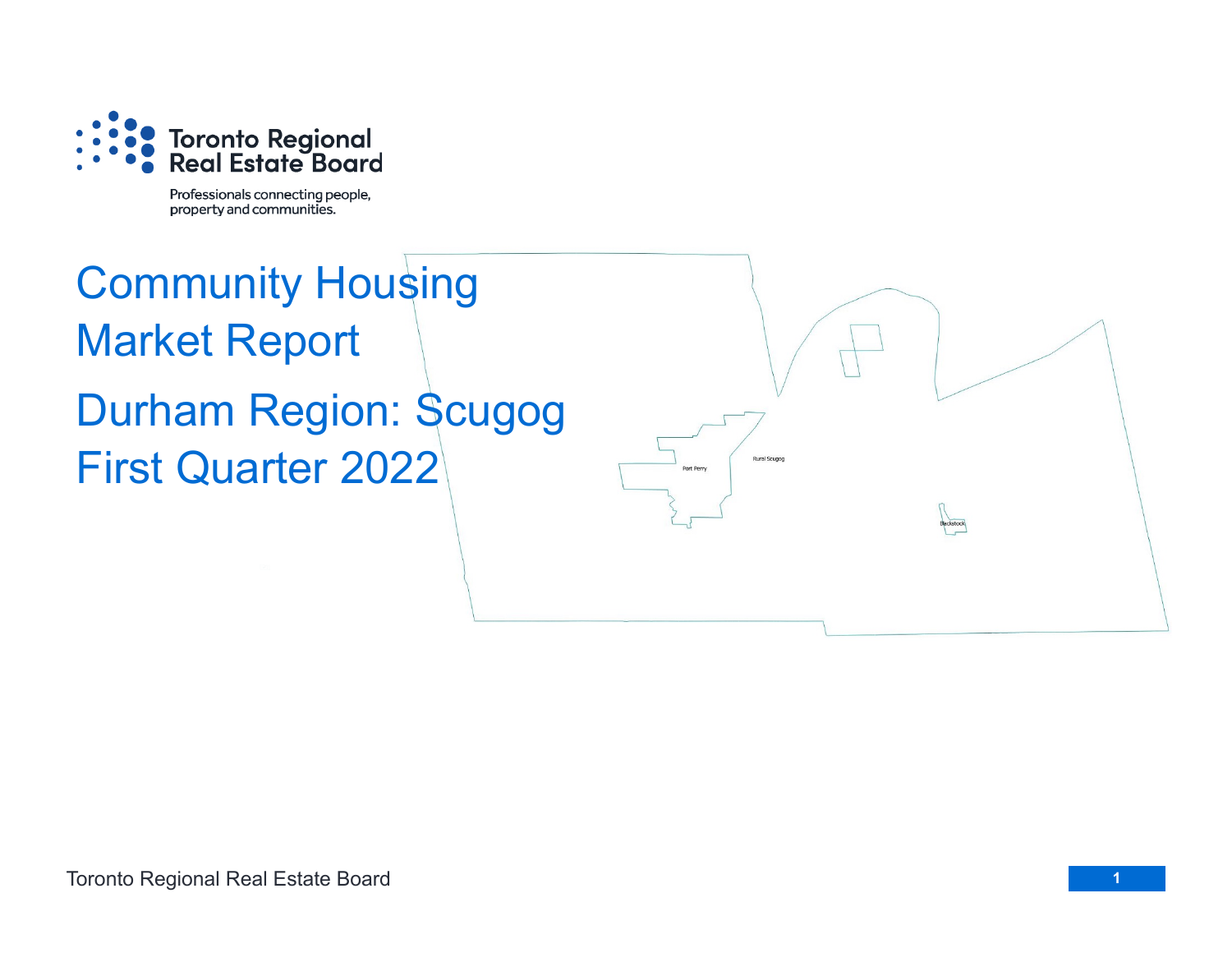Toronto Regional Real Estate Board

Professionals connecting people, property and communities.

# Community Housing Market Report

# Durham Region: Scugog First Quarter 2022

Port Perry

Rural Scugog

Blackstock

Toronto Regional Real Estate Board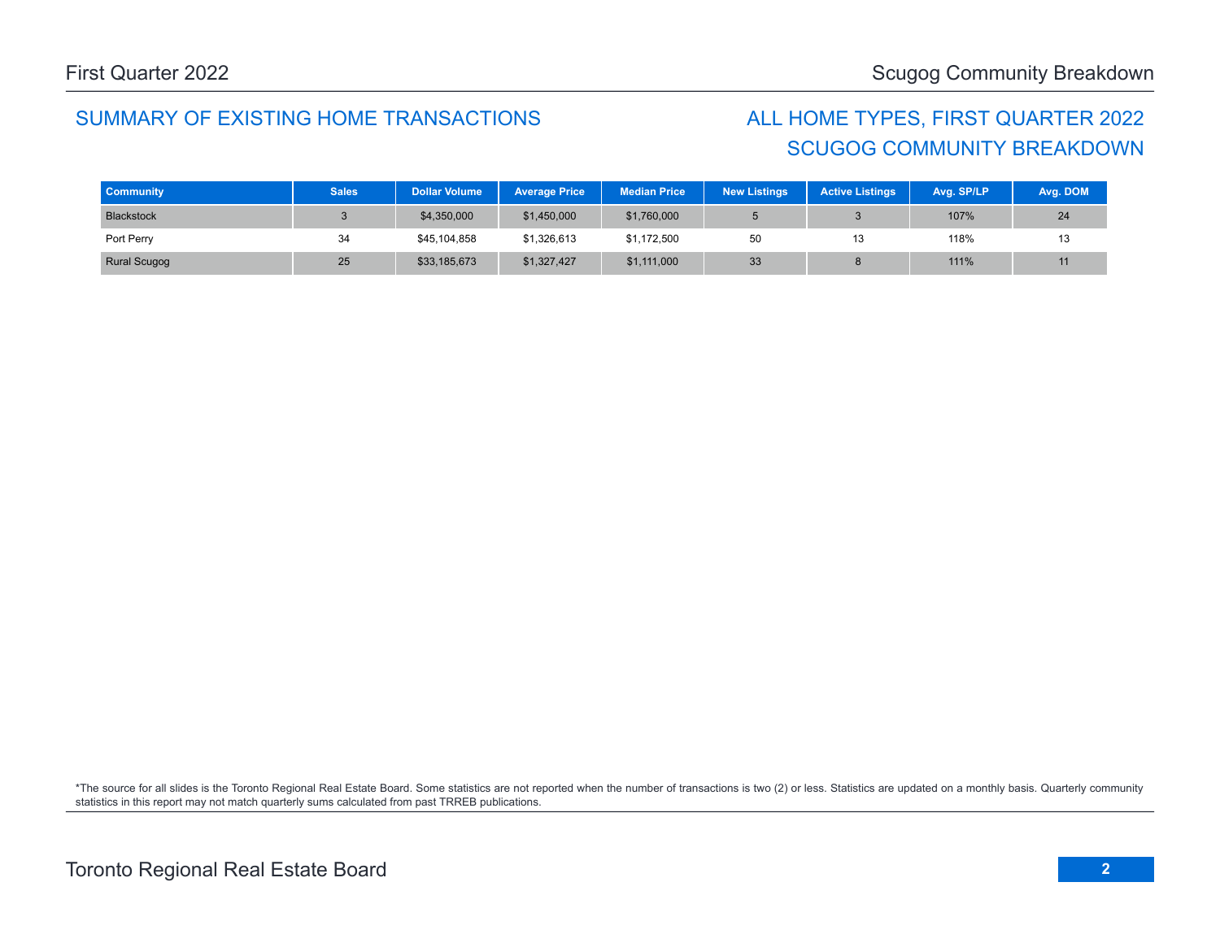## SUMMARY OF EXISTING HOME TRANSACTIONS

## ALL HOME TYPES, FIRST QUARTER 2022
## SCUGOG COMMUNITY BREAKDOWN

| Community | Sales | Dollar Volume | Average Price | Median Price | New Listings | Active Listings | Avg. SP/LP | Avg. DOM |
|---|---|---|---|---|---|---|---|---|
| Blackstock | 3 | $4,350,000 | $1,450,000 | $1,760,000 | 5 | 3 | 107% | 24 |
| Port Perry | 34 | $45,104,858 | $1,326,613 | $1,172,500 | 50 | 13 | 118% | 13 |
| Rural Scugog | 25 | $33,185,673 | $1,327,427 | $1,111,000 | 33 | 8 | 111% | 11 |

*The source for all slides is the Toronto Regional Real Estate Board. Some statistics are not reported when the number of transactions is two (2) or less. Statistics are updated on a monthly basis. Quarterly community statistics in this report may not match quarterly sums calculated from past TRREB publications.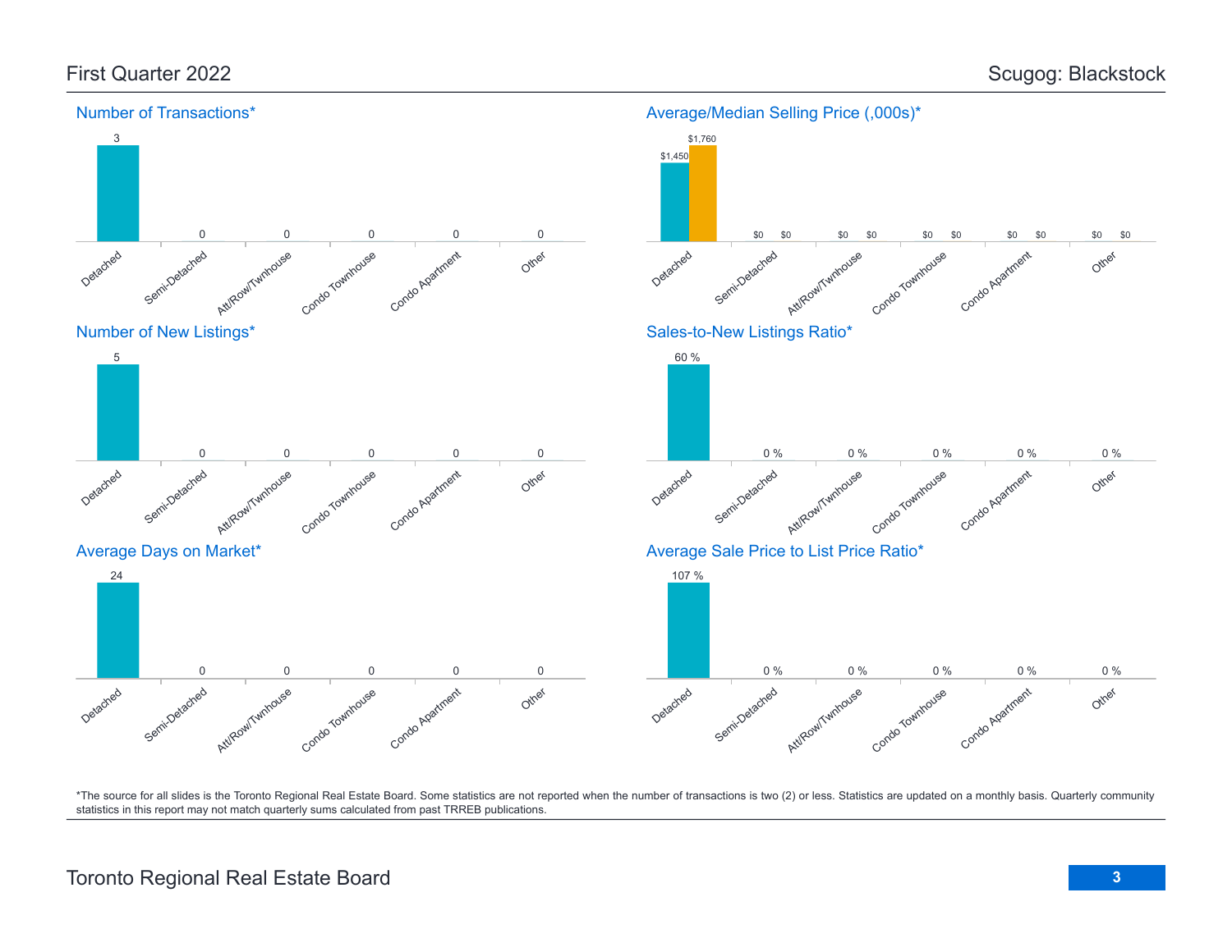First Quarter 2022

Scugog: Blackstock

### Number of Transactions*

| Detached | Semi-Detached | Att/Row/Twnhouse | Condo Townhouse | Condo Apartment | Other |
|---|---|---|---|---|---|
| 3 | 0 | 0 | 0 | 0 | 0 |

### Average/Median Selling Price (,000s)*

| | Detached | Semi-Detached | Att/Row/Twnhouse | Condo Townhouse | Condo Apartment | Other |
|---|---|---|---|---|---|---|
| Average | $1,450 | $0 | $0 | $0 | $0 | $0 |
| Median | $1,760 | $0 | $0 | $0 | $0 | $0 |

### Number of New Listings*

| Detached | Semi-Detached | Att/Row/Twnhouse | Condo Townhouse | Condo Apartment | Other |
|---|---|---|---|---|---|
| 5 | 0 | 0 | 0 | 0 | 0 |

### Sales-to-New Listings Ratio*

| Detached | Semi-Detached | Att/Row/Twnhouse | Condo Townhouse | Condo Apartment | Other |
|---|---|---|---|---|---|
| 60 % | 0 % | 0 % | 0 % | 0 % | 0 % |

### Average Days on Market*

| Detached | Semi-Detached | Att/Row/Twnhouse | Condo Townhouse | Condo Apartment | Other |
|---|---|---|---|---|---|
| 24 | 0 | 0 | 0 | 0 | 0 |

### Average Sale Price to List Price Ratio*

| Detached | Semi-Detached | Att/Row/Twnhouse | Condo Townhouse | Condo Apartment | Other |
|---|---|---|---|---|---|
| 107 % | 0 % | 0 % | 0 % | 0 % | 0 % |

*The source for all slides is the Toronto Regional Real Estate Board. Some statistics are not reported when the number of transactions is two (2) or less. Statistics are updated on a monthly basis. Quarterly community statistics in this report may not match quarterly sums calculated from past TRREB publications.

Toronto Regional Real Estate Board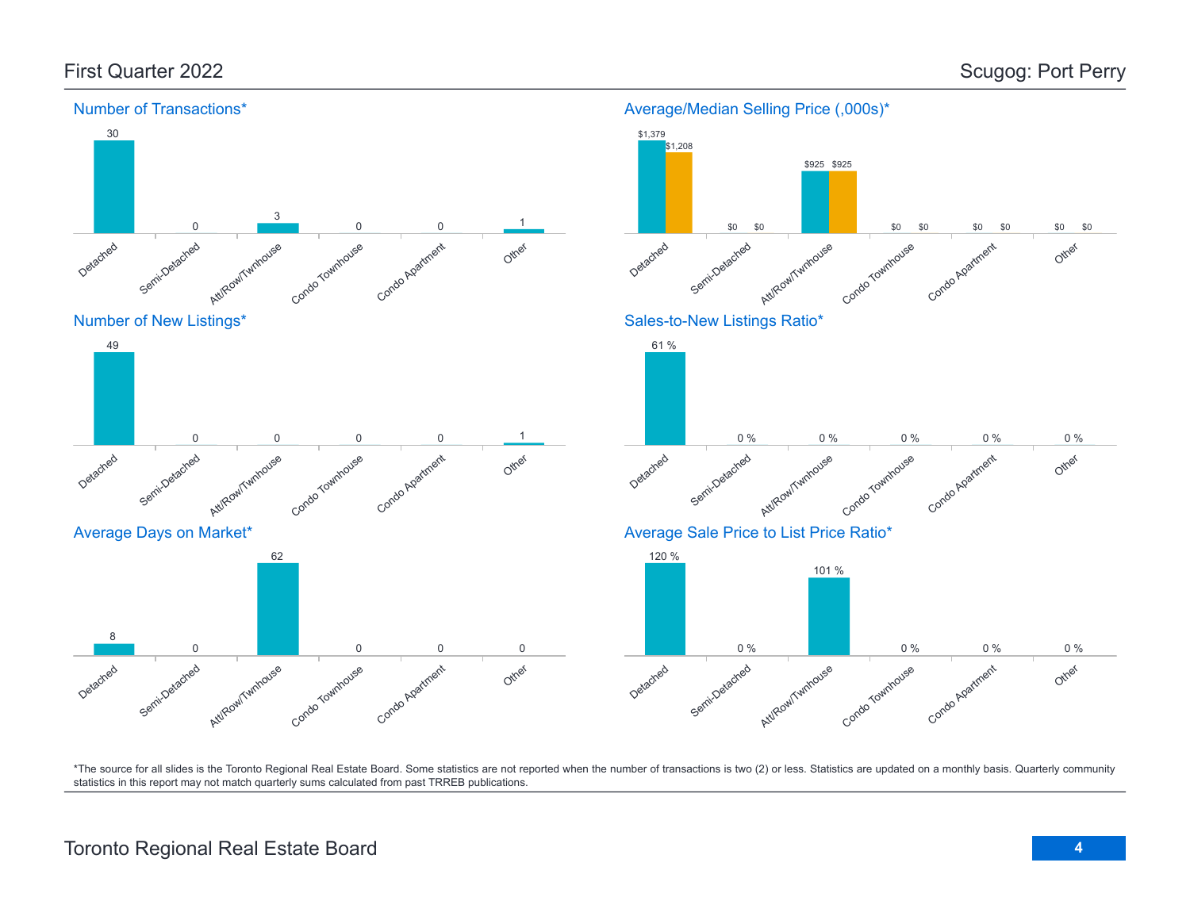# First Quarter 2022

# Scugog: Port Perry

## Number of Transactions*

| Detached | Semi-Detached | Att/Row/Twnhouse | Condo Townhouse | Condo Apartment | Other |
|---|---|---|---|---|---|
| 30 | 0 | 3 | 0 | 0 | 1 |

## Average/Median Selling Price (,000s)*

| | Detached | Semi-Detached | Att/Row/Twnhouse | Condo Townhouse | Condo Apartment | Other |
|---|---|---|---|---|---|---|
| Average | $1,379 | $0 | $925 | $0 | $0 | $0 |
| Median | $1,208 | $0 | $925 | $0 | $0 | $0 |

## Number of New Listings*

| Detached | Semi-Detached | Att/Row/Twnhouse | Condo Townhouse | Condo Apartment | Other |
|---|---|---|---|---|---|
| 49 | 0 | 0 | 0 | 0 | 1 |

## Sales-to-New Listings Ratio*

| Detached | Semi-Detached | Att/Row/Twnhouse | Condo Townhouse | Condo Apartment | Other |
|---|---|---|---|---|---|
| 61 % | 0 % | 0 % | 0 % | 0 % | 0 % |

## Average Days on Market*

| Detached | Semi-Detached | Att/Row/Twnhouse | Condo Townhouse | Condo Apartment | Other |
|---|---|---|---|---|---|
| 8 | 0 | 62 | 0 | 0 | 0 |

## Average Sale Price to List Price Ratio*

| Detached | Semi-Detached | Att/Row/Twnhouse | Condo Townhouse | Condo Apartment | Other |
|---|---|---|---|---|---|
| 120 % | 0 % | 101 % | 0 % | 0 % | 0 % |

*The source for all slides is the Toronto Regional Real Estate Board. Some statistics are not reported when the number of transactions is two (2) or less. Statistics are updated on a monthly basis. Quarterly community statistics in this report may not match quarterly sums calculated from past TRREB publications.

Toronto Regional Real Estate Board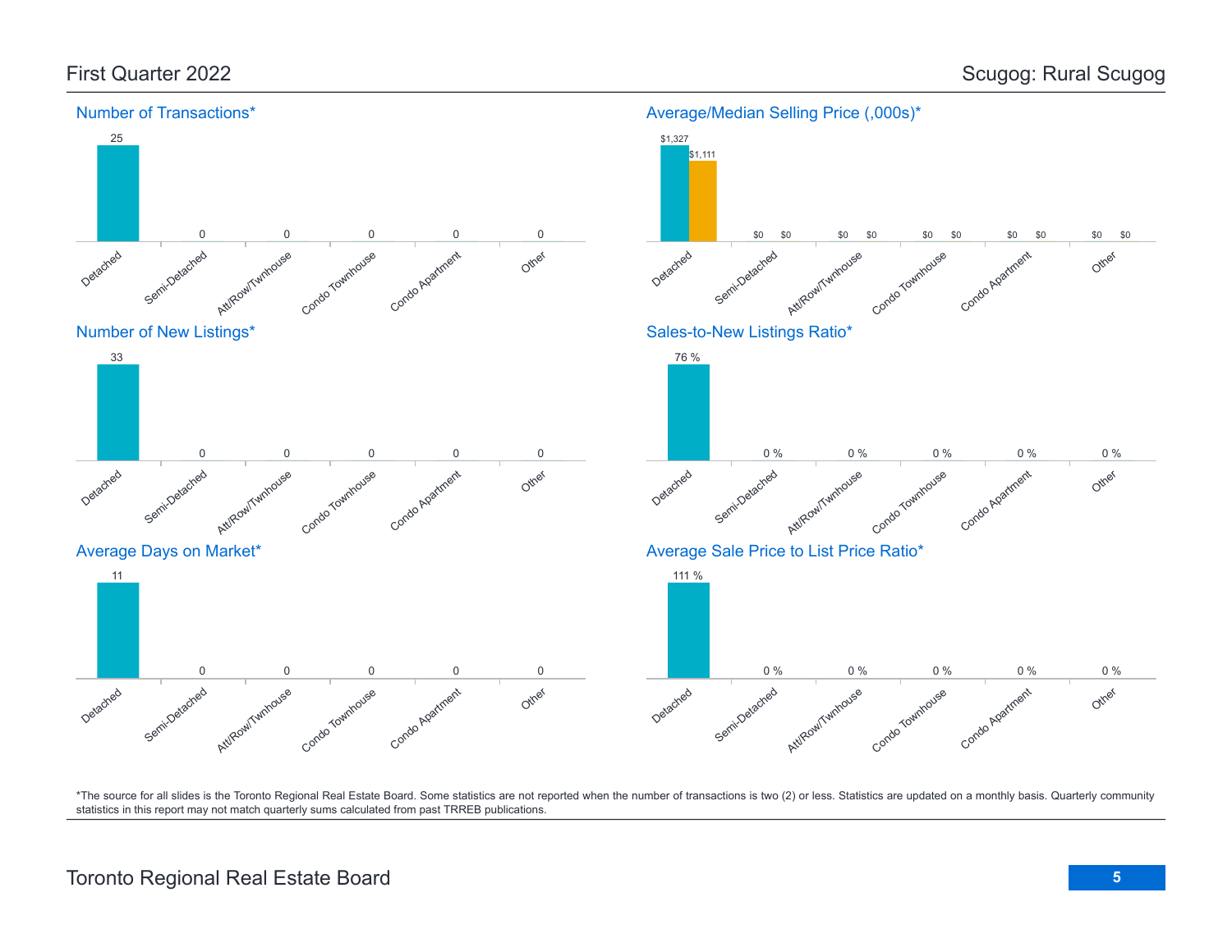First Quarter 2022

Scugog: Rural Scugog

## Number of Transactions*

25
0
0
0
0
0

Detached
Semi-Detached
Att/Row/Twnhouse
Condo Townhouse
Condo Apartment
Other

## Average/Median Selling Price (,000s)*

$1,327
$1,111
$0 $0
$0 $0
$0 $0
$0 $0
$0 $0

Detached
Semi-Detached
Att/Row/Twnhouse
Condo Townhouse
Condo Apartment
Other

## Number of New Listings*

33
0
0
0
0
0

Detached
Semi-Detached
Att/Row/Twnhouse
Condo Townhouse
Condo Apartment
Other

## Sales-to-New Listings Ratio*

76 %
0 %
0 %
0 %
0 %
0 %

Detached
Semi-Detached
Att/Row/Twnhouse
Condo Townhouse
Condo Apartment
Other

## Average Days on Market*

11
0
0
0
0
0

Detached
Semi-Detached
Att/Row/Twnhouse
Condo Townhouse
Condo Apartment
Other

## Average Sale Price to List Price Ratio*

111 %
0 %
0 %
0 %
0 %
0 %

Detached
Semi-Detached
Att/Row/Twnhouse
Condo Townhouse
Condo Apartment
Other

*The source for all slides is the Toronto Regional Real Estate Board. Some statistics are not reported when the number of transactions is two (2) or less. Statistics are updated on a monthly basis. Quarterly community statistics in this report may not match quarterly sums calculated from past TRREB publications.

Toronto Regional Real Estate Board